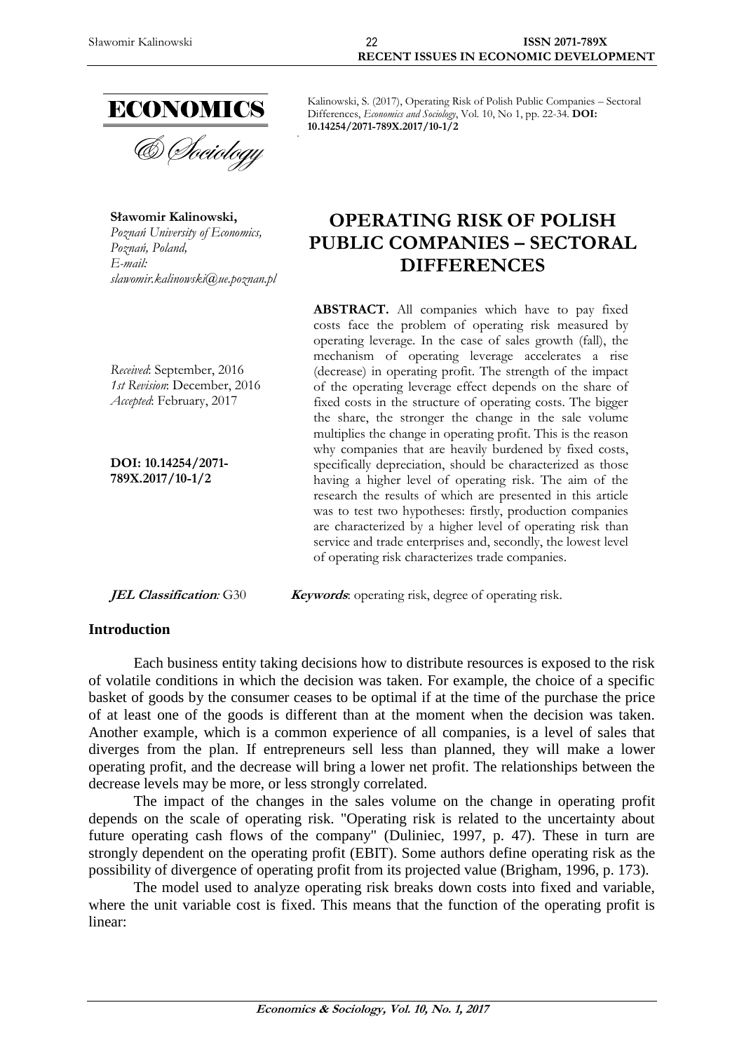ECONOMICS

& Sociology

Kalinowski, S. (2017), Operating Risk of Polish Public Companies – Sectoral Differences, *Economics and Sociology*, Vol. 10, No 1, pp. 22-34. **DOI: 10.14254/2071-789X.2017/10-1/2**

**Sławomir Kalinowski,**
*Poznań University of Economics,*
*Poznań, Poland,*
*E-mail:*
*slawomir.kalinowski@ue.poznan.pl*

# OPERATING RISK OF POLISH PUBLIC COMPANIES – SECTORAL DIFFERENCES

*Received*: September, 2016
*1st Revision*: December, 2016
*Accepted*: February, 2017

**DOI: 10.14254/2071-789X.2017/10-1/2**

**ABSTRACT.** All companies which have to pay fixed costs face the problem of operating risk measured by operating leverage. In the case of sales growth (fall), the mechanism of operating leverage accelerates a rise (decrease) in operating profit. The strength of the impact of the operating leverage effect depends on the share of fixed costs in the structure of operating costs. The bigger the share, the stronger the change in the sale volume multiplies the change in operating profit. This is the reason why companies that are heavily burdened by fixed costs, specifically depreciation, should be characterized as those having a higher level of operating risk. The aim of the research the results of which are presented in this article was to test two hypotheses: firstly, production companies are characterized by a higher level of operating risk than service and trade enterprises and, secondly, the lowest level of operating risk characterizes trade companies.

***JEL Classification:*** G30

***Keywords***: operating risk, degree of operating risk.

## Introduction

Each business entity taking decisions how to distribute resources is exposed to the risk of volatile conditions in which the decision was taken. For example, the choice of a specific basket of goods by the consumer ceases to be optimal if at the time of the purchase the price of at least one of the goods is different than at the moment when the decision was taken. Another example, which is a common experience of all companies, is a level of sales that diverges from the plan. If entrepreneurs sell less than planned, they will make a lower operating profit, and the decrease will bring a lower net profit. The relationships between the decrease levels may be more, or less strongly correlated.

The impact of the changes in the sales volume on the change in operating profit depends on the scale of operating risk. "Operating risk is related to the uncertainty about future operating cash flows of the company" (Duliniec, 1997, p. 47). These in turn are strongly dependent on the operating profit (EBIT). Some authors define operating risk as the possibility of divergence of operating profit from its projected value (Brigham, 1996, p. 173).

The model used to analyze operating risk breaks down costs into fixed and variable, where the unit variable cost is fixed. This means that the function of the operating profit is linear: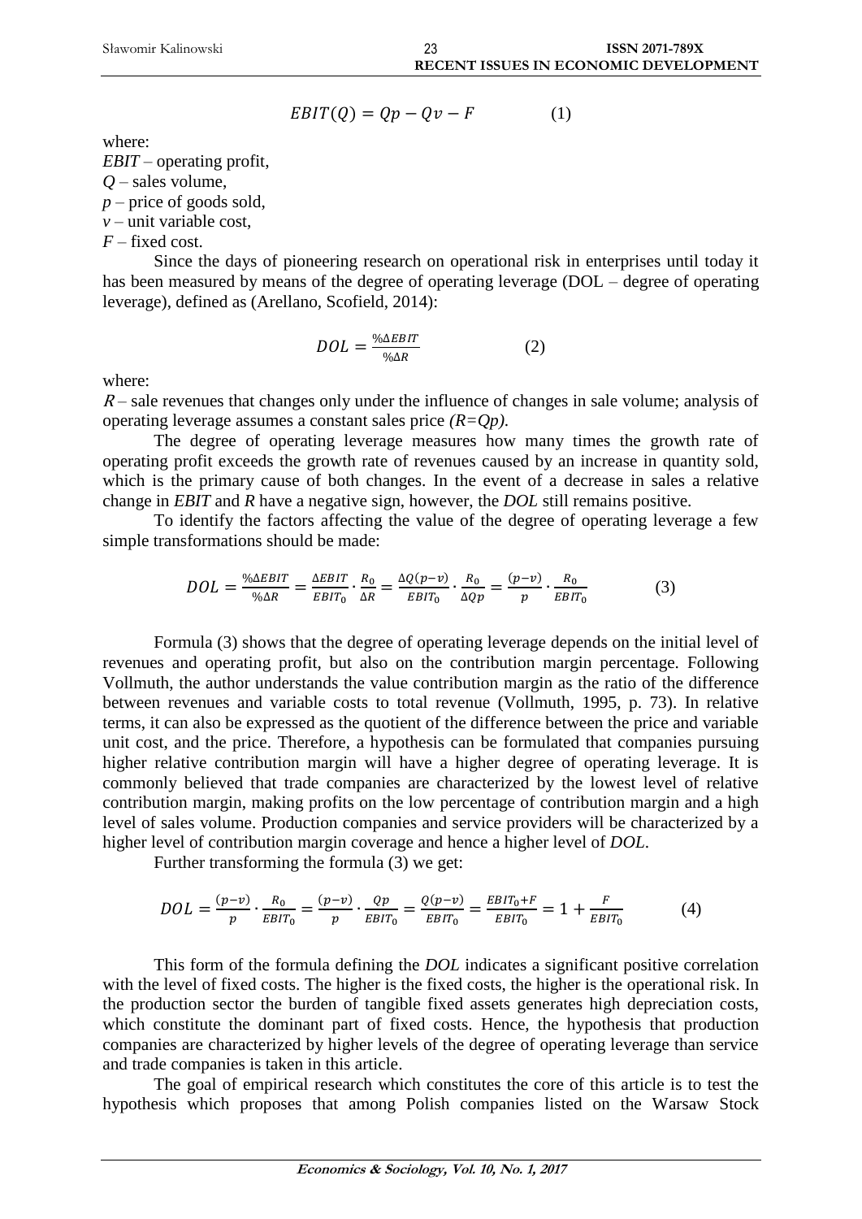$$EBIT(Q) = Qp - Qv - F \qquad (1)$$

where:
*EBIT* – operating profit,
*Q* – sales volume,
*p* – price of goods sold,
*v* – unit variable cost,
*F* – fixed cost.

Since the days of pioneering research on operational risk in enterprises until today it has been measured by means of the degree of operating leverage (DOL – degree of operating leverage), defined as (Arellano, Scofield, 2014):

$$DOL = \frac{\%\Delta EBIT}{\%\Delta R} \qquad (2)$$

where:
$R$ – sale revenues that changes only under the influence of changes in sale volume; analysis of operating leverage assumes a constant sales price *(R=Qp)*.

The degree of operating leverage measures how many times the growth rate of operating profit exceeds the growth rate of revenues caused by an increase in quantity sold, which is the primary cause of both changes. In the event of a decrease in sales a relative change in *EBIT* and *R* have a negative sign, however, the *DOL* still remains positive.

To identify the factors affecting the value of the degree of operating leverage a few simple transformations should be made:

$$DOL = \frac{\%\Delta EBIT}{\%\Delta R} = \frac{\Delta EBIT}{EBIT_0} \cdot \frac{R_0}{\Delta R} = \frac{\Delta Q(p-v)}{EBIT_0} \cdot \frac{R_0}{\Delta Qp} = \frac{(p-v)}{p} \cdot \frac{R_0}{EBIT_0} \qquad (3)$$

Formula (3) shows that the degree of operating leverage depends on the initial level of revenues and operating profit, but also on the contribution margin percentage. Following Vollmuth, the author understands the value contribution margin as the ratio of the difference between revenues and variable costs to total revenue (Vollmuth, 1995, p. 73). In relative terms, it can also be expressed as the quotient of the difference between the price and variable unit cost, and the price. Therefore, a hypothesis can be formulated that companies pursuing higher relative contribution margin will have a higher degree of operating leverage. It is commonly believed that trade companies are characterized by the lowest level of relative contribution margin, making profits on the low percentage of contribution margin and a high level of sales volume. Production companies and service providers will be characterized by a higher level of contribution margin coverage and hence a higher level of *DOL*.

Further transforming the formula (3) we get:

$$DOL = \frac{(p-v)}{p} \cdot \frac{R_0}{EBIT_0} = \frac{(p-v)}{p} \cdot \frac{Qp}{EBIT_0} = \frac{Q(p-v)}{EBIT_0} = \frac{EBIT_0 + F}{EBIT_0} = 1 + \frac{F}{EBIT_0} \qquad (4)$$

This form of the formula defining the *DOL* indicates a significant positive correlation with the level of fixed costs. The higher is the fixed costs, the higher is the operational risk. In the production sector the burden of tangible fixed assets generates high depreciation costs, which constitute the dominant part of fixed costs. Hence, the hypothesis that production companies are characterized by higher levels of the degree of operating leverage than service and trade companies is taken in this article.

The goal of empirical research which constitutes the core of this article is to test the hypothesis which proposes that among Polish companies listed on the Warsaw Stock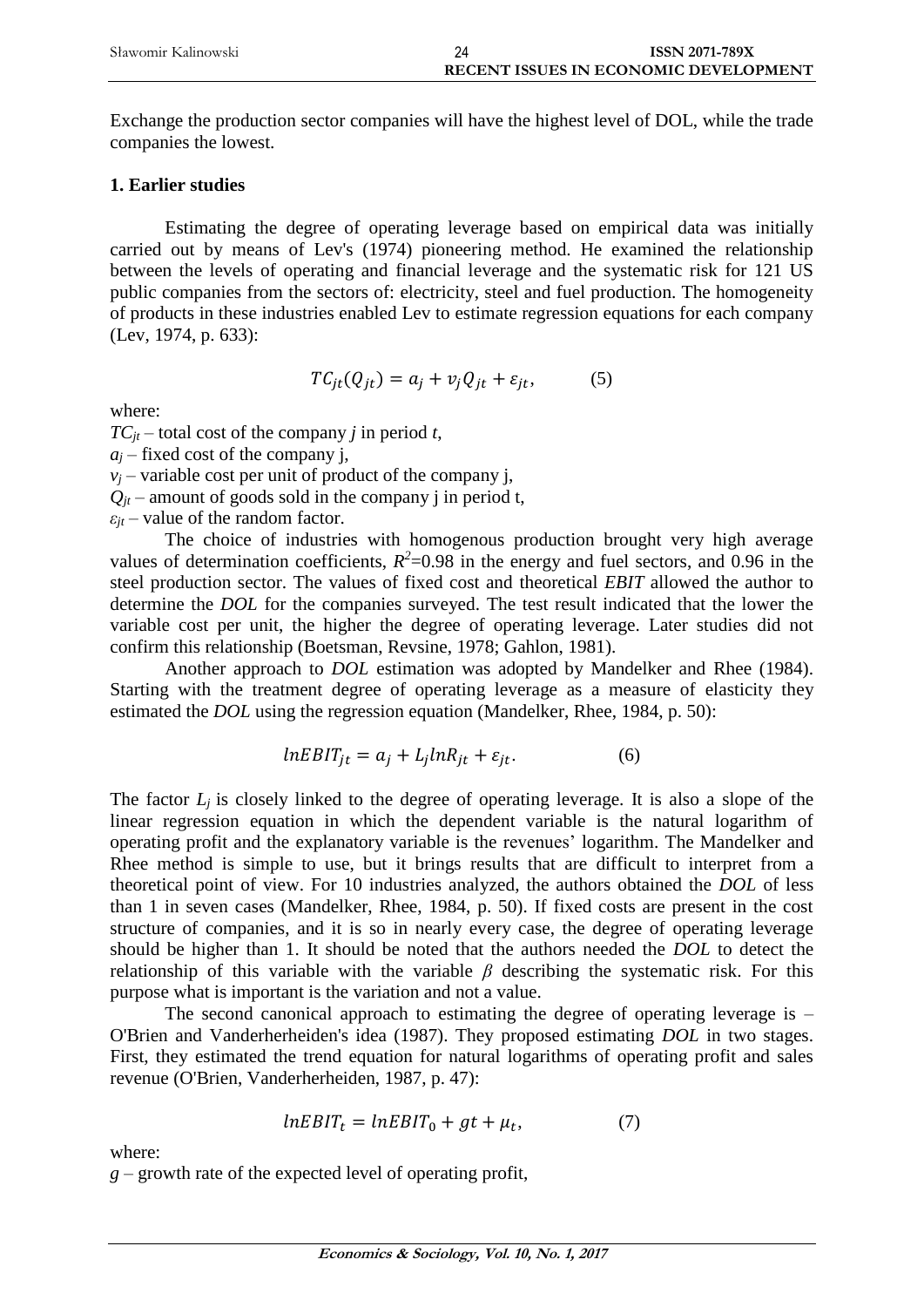Exchange the production sector companies will have the highest level of DOL, while the trade companies the lowest.

## 1. Earlier studies

Estimating the degree of operating leverage based on empirical data was initially carried out by means of Lev's (1974) pioneering method. He examined the relationship between the levels of operating and financial leverage and the systematic risk for 121 US public companies from the sectors of: electricity, steel and fuel production. The homogeneity of products in these industries enabled Lev to estimate regression equations for each company (Lev, 1974, p. 633):

$$TC_{jt}(Q_{jt}) = a_j + v_j Q_{jt} + \varepsilon_{jt}, \qquad (5)$$

where:

$TC_{jt}$ – total cost of the company *j* in period *t*,

$a_j$ – fixed cost of the company j,

$v_j$ – variable cost per unit of product of the company j,

$Q_{jt}$ – amount of goods sold in the company j in period t,

$\varepsilon_{jt}$ – value of the random factor.

The choice of industries with homogenous production brought very high average values of determination coefficients, $R^2$=0.98 in the energy and fuel sectors, and 0.96 in the steel production sector. The values of fixed cost and theoretical *EBIT* allowed the author to determine the *DOL* for the companies surveyed. The test result indicated that the lower the variable cost per unit, the higher the degree of operating leverage. Later studies did not confirm this relationship (Boetsman, Revsine, 1978; Gahlon, 1981).

Another approach to *DOL* estimation was adopted by Mandelker and Rhee (1984). Starting with the treatment degree of operating leverage as a measure of elasticity they estimated the *DOL* using the regression equation (Mandelker, Rhee, 1984, p. 50):

$$lnEBIT_{jt} = a_j + L_j lnR_{jt} + \varepsilon_{jt}. \qquad (6)$$

The factor $L_j$ is closely linked to the degree of operating leverage. It is also a slope of the linear regression equation in which the dependent variable is the natural logarithm of operating profit and the explanatory variable is the revenues' logarithm. The Mandelker and Rhee method is simple to use, but it brings results that are difficult to interpret from a theoretical point of view. For 10 industries analyzed, the authors obtained the *DOL* of less than 1 in seven cases (Mandelker, Rhee, 1984, p. 50). If fixed costs are present in the cost structure of companies, and it is so in nearly every case, the degree of operating leverage should be higher than 1. It should be noted that the authors needed the *DOL* to detect the relationship of this variable with the variable $\beta$ describing the systematic risk. For this purpose what is important is the variation and not a value.

The second canonical approach to estimating the degree of operating leverage is – O'Brien and Vanderherheiden's idea (1987). They proposed estimating *DOL* in two stages. First, they estimated the trend equation for natural logarithms of operating profit and sales revenue (O'Brien, Vanderherheiden, 1987, p. 47):

$$lnEBIT_t = lnEBIT_0 + gt + \mu_t, \qquad (7)$$

where:

$g$ – growth rate of the expected level of operating profit,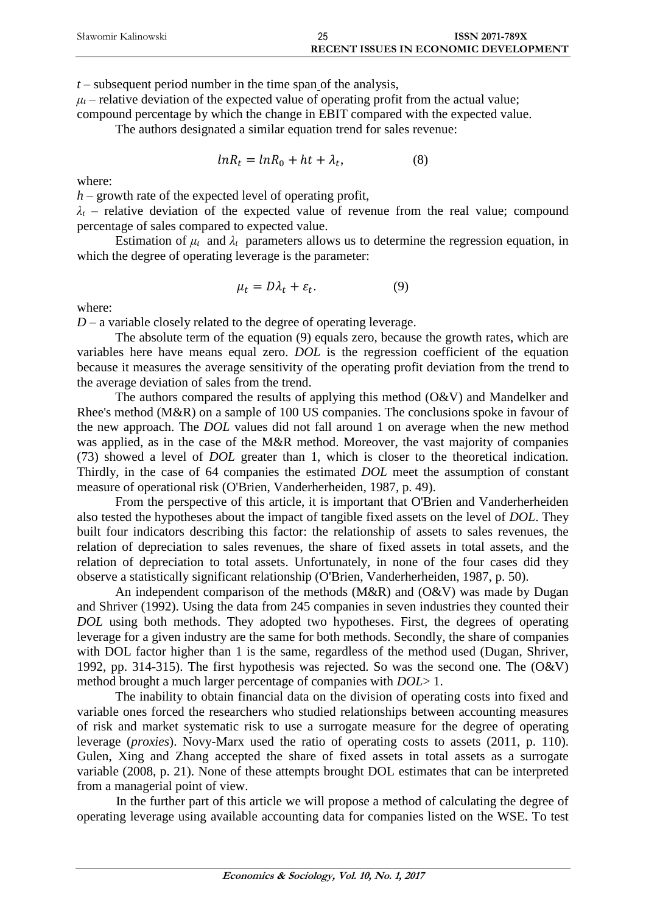$t$ – subsequent period number in the time span of the analysis,

$\mu_t$ – relative deviation of the expected value of operating profit from the actual value; compound percentage by which the change in EBIT compared with the expected value.

The authors designated a similar equation trend for sales revenue:

$$lnR_t = lnR_0 + ht + \lambda_t, \qquad (8)$$

where:

$h$ – growth rate of the expected level of operating profit,

$\lambda_t$ – relative deviation of the expected value of revenue from the real value; compound percentage of sales compared to expected value.

Estimation of $\mu_t$ and $\lambda_t$ parameters allows us to determine the regression equation, in which the degree of operating leverage is the parameter:

$$\mu_t = D\lambda_t + \varepsilon_t. \qquad (9)$$

where:

$D$ – a variable closely related to the degree of operating leverage.

The absolute term of the equation (9) equals zero, because the growth rates, which are variables here have means equal zero. *DOL* is the regression coefficient of the equation because it measures the average sensitivity of the operating profit deviation from the trend to the average deviation of sales from the trend.

The authors compared the results of applying this method (O&V) and Mandelker and Rhee's method (M&R) on a sample of 100 US companies. The conclusions spoke in favour of the new approach. The *DOL* values did not fall around 1 on average when the new method was applied, as in the case of the M&R method. Moreover, the vast majority of companies (73) showed a level of *DOL* greater than 1, which is closer to the theoretical indication. Thirdly, in the case of 64 companies the estimated *DOL* meet the assumption of constant measure of operational risk (O'Brien, Vanderherheiden, 1987, p. 49).

From the perspective of this article, it is important that O'Brien and Vanderherheiden also tested the hypotheses about the impact of tangible fixed assets on the level of *DOL*. They built four indicators describing this factor: the relationship of assets to sales revenues, the relation of depreciation to sales revenues, the share of fixed assets in total assets, and the relation of depreciation to total assets. Unfortunately, in none of the four cases did they observe a statistically significant relationship (O'Brien, Vanderherheiden, 1987, p. 50).

An independent comparison of the methods (M&R) and (O&V) was made by Dugan and Shriver (1992). Using the data from 245 companies in seven industries they counted their *DOL* using both methods. They adopted two hypotheses. First, the degrees of operating leverage for a given industry are the same for both methods. Secondly, the share of companies with DOL factor higher than 1 is the same, regardless of the method used (Dugan, Shriver, 1992, pp. 314-315). The first hypothesis was rejected. So was the second one. The (O&V) method brought a much larger percentage of companies with *DOL*> 1.

The inability to obtain financial data on the division of operating costs into fixed and variable ones forced the researchers who studied relationships between accounting measures of risk and market systematic risk to use a surrogate measure for the degree of operating leverage (*proxies*). Novy-Marx used the ratio of operating costs to assets (2011, p. 110). Gulen, Xing and Zhang accepted the share of fixed assets in total assets as a surrogate variable (2008, p. 21). None of these attempts brought DOL estimates that can be interpreted from a managerial point of view.

In the further part of this article we will propose a method of calculating the degree of operating leverage using available accounting data for companies listed on the WSE. To test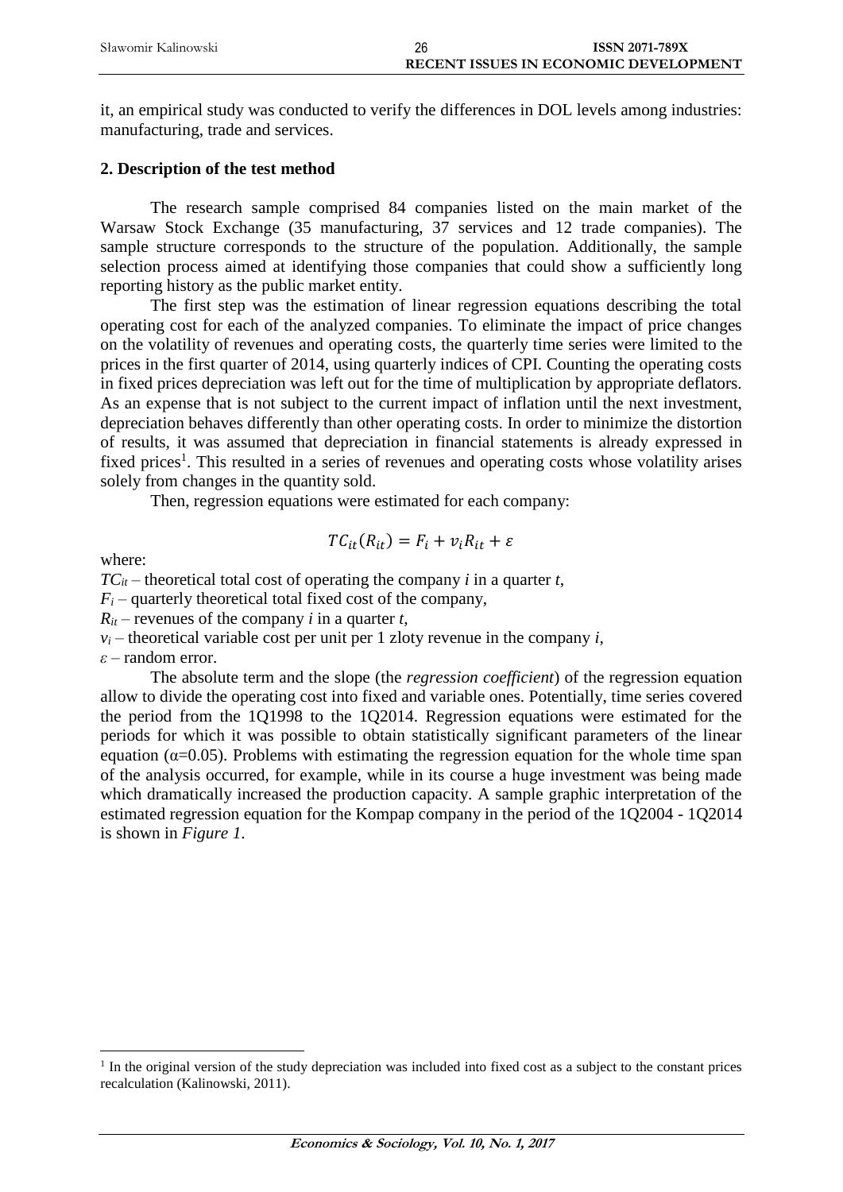it, an empirical study was conducted to verify the differences in DOL levels among industries: manufacturing, trade and services.

## 2. Description of the test method

The research sample comprised 84 companies listed on the main market of the Warsaw Stock Exchange (35 manufacturing, 37 services and 12 trade companies). The sample structure corresponds to the structure of the population. Additionally, the sample selection process aimed at identifying those companies that could show a sufficiently long reporting history as the public market entity.

The first step was the estimation of linear regression equations describing the total operating cost for each of the analyzed companies. To eliminate the impact of price changes on the volatility of revenues and operating costs, the quarterly time series were limited to the prices in the first quarter of 2014, using quarterly indices of CPI. Counting the operating costs in fixed prices depreciation was left out for the time of multiplication by appropriate deflators. As an expense that is not subject to the current impact of inflation until the next investment, depreciation behaves differently than other operating costs. In order to minimize the distortion of results, it was assumed that depreciation in financial statements is already expressed in fixed prices[1]. This resulted in a series of revenues and operating costs whose volatility arises solely from changes in the quantity sold.

Then, regression equations were estimated for each company:

$$TC_{it}(R_{it}) = F_i + v_i R_{it} + \varepsilon$$

where:

$TC_{it}$ – theoretical total cost of operating the company $i$ in a quarter $t$,

$F_i$ – quarterly theoretical total fixed cost of the company,

$R_{it}$ – revenues of the company $i$ in a quarter $t$,

$v_i$ – theoretical variable cost per unit per 1 zloty revenue in the company $i$,

$\varepsilon$ – random error.

The absolute term and the slope (the *regression coefficient*) of the regression equation allow to divide the operating cost into fixed and variable ones. Potentially, time series covered the period from the 1Q1998 to the 1Q2014. Regression equations were estimated for the periods for which it was possible to obtain statistically significant parameters of the linear equation ($\alpha$=0.05). Problems with estimating the regression equation for the whole time span of the analysis occurred, for example, while in its course a huge investment was being made which dramatically increased the production capacity. A sample graphic interpretation of the estimated regression equation for the Kompap company in the period of the 1Q2004 - 1Q2014 is shown in *Figure 1*.

---

[1] In the original version of the study depreciation was included into fixed cost as a subject to the constant prices recalculation (Kalinowski, 2011).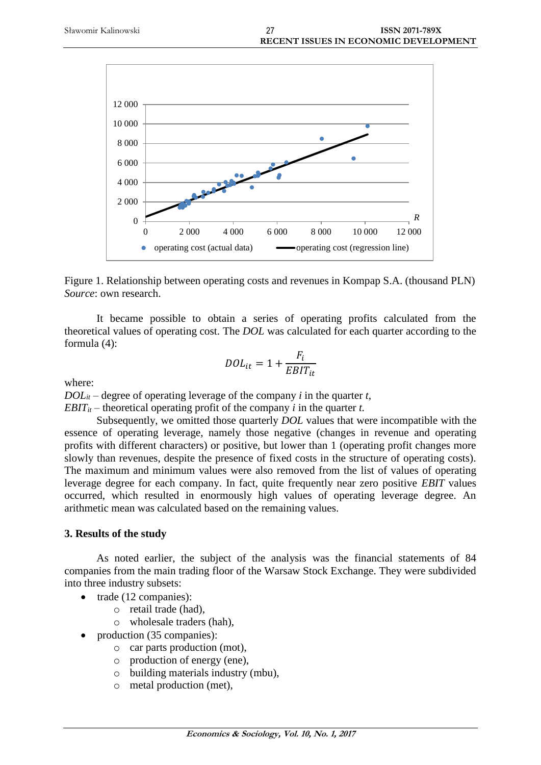Figure 1. Relationship between operating costs and revenues in Kompap S.A. (thousand PLN)
*Source*: own research.

It became possible to obtain a series of operating profits calculated from the theoretical values of operating cost. The *DOL* was calculated for each quarter according to the formula (4):

$$DOL_{it} = 1 + \frac{F_i}{EBIT_{it}}$$

where:

$DOL_{it}$ – degree of operating leverage of the company *i* in the quarter *t*,
$EBIT_{it}$ – theoretical operating profit of the company *i* in the quarter *t.*

Subsequently, we omitted those quarterly *DOL* values that were incompatible with the essence of operating leverage, namely those negative (changes in revenue and operating profits with different characters) or positive, but lower than 1 (operating profit changes more slowly than revenues, despite the presence of fixed costs in the structure of operating costs). The maximum and minimum values were also removed from the list of values of operating leverage degree for each company. In fact, quite frequently near zero positive *EBIT* values occurred, which resulted in enormously high values of operating leverage degree. An arithmetic mean was calculated based on the remaining values.

### 3. Results of the study

As noted earlier, the subject of the analysis was the financial statements of 84 companies from the main trading floor of the Warsaw Stock Exchange. They were subdivided into three industry subsets:

- trade (12 companies):
  - retail trade (had),
  - wholesale traders (hah),
- production (35 companies):
  - car parts production (mot),
  - production of energy (ene),
  - building materials industry (mbu),
  - metal production (met),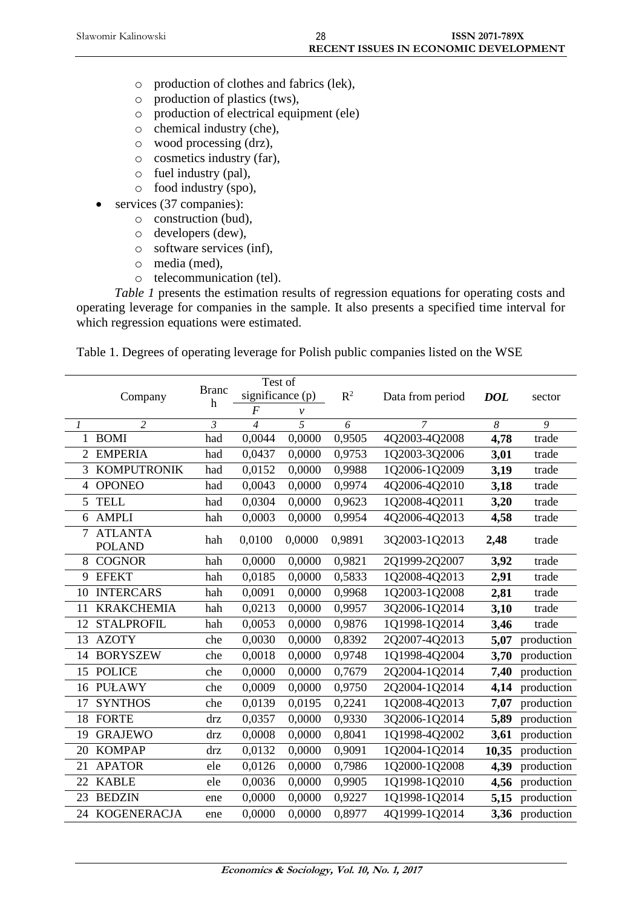- production of clothes and fabrics (lek),
    - production of plastics (tws),
    - production of electrical equipment (ele)
    - chemical industry (che),
    - wood processing (drz),
    - cosmetics industry (far),
    - fuel industry (pal),
    - food industry (spo),
- services (37 companies):
    - construction (bud),
    - developers (dew),
    - software services (inf),
    - media (med),
    - telecommunication (tel).

*Table 1* presents the estimation results of regression equations for operating costs and operating leverage for companies in the sample. It also presents a specified time interval for which regression equations were estimated.

Table 1. Degrees of operating leverage for Polish public companies listed on the WSE

| | Company | Branch | Test of significance (p) | | $R^2$ | Data from period | ***DOL*** | sector |
|---|---|---|---|---|---|---|---|---|
| | | | *F* | *v* | | | | |
| *1* | *2* | *3* | *4* | *5* | *6* | *7* | *8* | *9* |
| 1 | BOMI | had | 0,0044 | 0,0000 | 0,9505 | 4Q2003-4Q2008 | **4,78** | trade |
| 2 | EMPERIA | had | 0,0437 | 0,0000 | 0,9753 | 1Q2003-3Q2006 | **3,01** | trade |
| 3 | KOMPUTRONIK | had | 0,0152 | 0,0000 | 0,9988 | 1Q2006-1Q2009 | **3,19** | trade |
| 4 | OPONEO | had | 0,0043 | 0,0000 | 0,9974 | 4Q2006-4Q2010 | **3,18** | trade |
| 5 | TELL | had | 0,0304 | 0,0000 | 0,9623 | 1Q2008-4Q2011 | **3,20** | trade |
| 6 | AMPLI | hah | 0,0003 | 0,0000 | 0,9954 | 4Q2006-4Q2013 | **4,58** | trade |
| 7 | ATLANTA POLAND | hah | 0,0100 | 0,0000 | 0,9891 | 3Q2003-1Q2013 | **2,48** | trade |
| 8 | COGNOR | hah | 0,0000 | 0,0000 | 0,9821 | 2Q1999-2Q2007 | **3,92** | trade |
| 9 | EFEKT | hah | 0,0185 | 0,0000 | 0,5833 | 1Q2008-4Q2013 | **2,91** | trade |
| 10 | INTERCARS | hah | 0,0091 | 0,0000 | 0,9968 | 1Q2003-1Q2008 | **2,81** | trade |
| 11 | KRAKCHEMIA | hah | 0,0213 | 0,0000 | 0,9957 | 3Q2006-1Q2014 | **3,10** | trade |
| 12 | STALPROFIL | hah | 0,0053 | 0,0000 | 0,9876 | 1Q1998-1Q2014 | **3,46** | trade |
| 13 | AZOTY | che | 0,0030 | 0,0000 | 0,8392 | 2Q2007-4Q2013 | **5,07** | production |
| 14 | BORYSZEW | che | 0,0018 | 0,0000 | 0,9748 | 1Q1998-4Q2004 | **3,70** | production |
| 15 | POLICE | che | 0,0000 | 0,0000 | 0,7679 | 2Q2004-1Q2014 | **7,40** | production |
| 16 | PUŁAWY | che | 0,0009 | 0,0000 | 0,9750 | 2Q2004-1Q2014 | **4,14** | production |
| 17 | SYNTHOS | che | 0,0139 | 0,0195 | 0,2241 | 1Q2008-4Q2013 | **7,07** | production |
| 18 | FORTE | drz | 0,0357 | 0,0000 | 0,9330 | 3Q2006-1Q2014 | **5,89** | production |
| 19 | GRAJEWO | drz | 0,0008 | 0,0000 | 0,8041 | 1Q1998-4Q2002 | **3,61** | production |
| 20 | KOMPAP | drz | 0,0132 | 0,0000 | 0,9091 | 1Q2004-1Q2014 | **10,35** | production |
| 21 | APATOR | ele | 0,0126 | 0,0000 | 0,7986 | 1Q2000-1Q2008 | **4,39** | production |
| 22 | KABLE | ele | 0,0036 | 0,0000 | 0,9905 | 1Q1998-1Q2010 | **4,56** | production |
| 23 | BEDZIN | ene | 0,0000 | 0,0000 | 0,9227 | 1Q1998-1Q2014 | **5,15** | production |
| 24 | KOGENERACJA | ene | 0,0000 | 0,0000 | 0,8977 | 4Q1999-1Q2014 | **3,36** | production |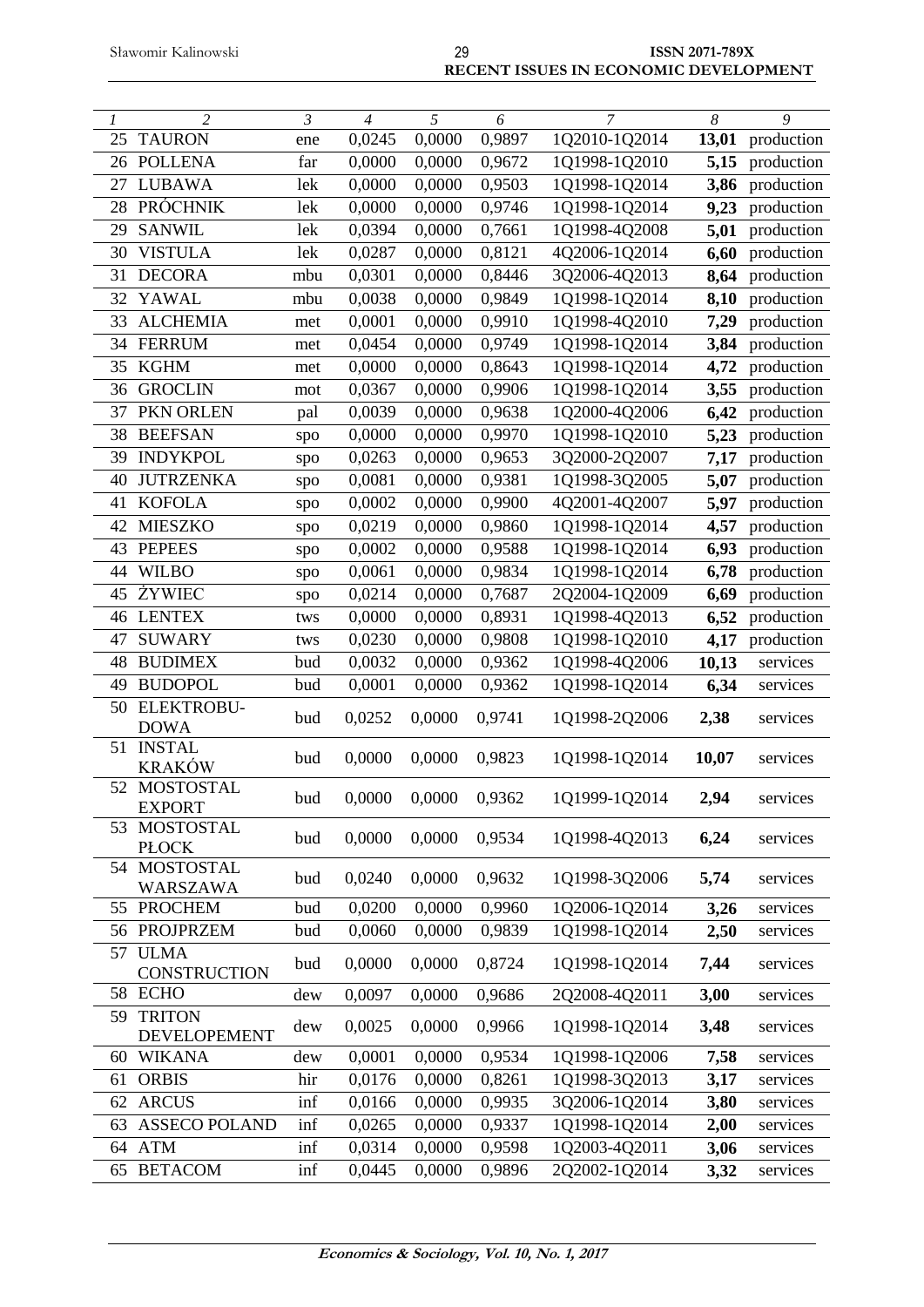| 1 | 2 | 3 | 4 | 5 | 6 | 7 | 8 | 9 |
|---|---|---|---|---|---|---|---|---|
| 25 | TAURON | ene | 0,0245 | 0,0000 | 0,9897 | 1Q2010-1Q2014 | **13,01** | production |
| 26 | POLLENA | far | 0,0000 | 0,0000 | 0,9672 | 1Q1998-1Q2010 | **5,15** | production |
| 27 | LUBAWA | lek | 0,0000 | 0,0000 | 0,9503 | 1Q1998-1Q2014 | **3,86** | production |
| 28 | PRÓCHNIK | lek | 0,0000 | 0,0000 | 0,9746 | 1Q1998-1Q2014 | **9,23** | production |
| 29 | SANWIL | lek | 0,0394 | 0,0000 | 0,7661 | 1Q1998-4Q2008 | **5,01** | production |
| 30 | VISTULA | lek | 0,0287 | 0,0000 | 0,8121 | 4Q2006-1Q2014 | **6,60** | production |
| 31 | DECORA | mbu | 0,0301 | 0,0000 | 0,8446 | 3Q2006-4Q2013 | **8,64** | production |
| 32 | YAWAL | mbu | 0,0038 | 0,0000 | 0,9849 | 1Q1998-1Q2014 | **8,10** | production |
| 33 | ALCHEMIA | met | 0,0001 | 0,0000 | 0,9910 | 1Q1998-4Q2010 | **7,29** | production |
| 34 | FERRUM | met | 0,0454 | 0,0000 | 0,9749 | 1Q1998-1Q2014 | **3,84** | production |
| 35 | KGHM | met | 0,0000 | 0,0000 | 0,8643 | 1Q1998-1Q2014 | **4,72** | production |
| 36 | GROCLIN | mot | 0,0367 | 0,0000 | 0,9906 | 1Q1998-1Q2014 | **3,55** | production |
| 37 | PKN ORLEN | pal | 0,0039 | 0,0000 | 0,9638 | 1Q2000-4Q2006 | **6,42** | production |
| 38 | BEEFSAN | spo | 0,0000 | 0,0000 | 0,9970 | 1Q1998-1Q2010 | **5,23** | production |
| 39 | INDYKPOL | spo | 0,0263 | 0,0000 | 0,9653 | 3Q2000-2Q2007 | **7,17** | production |
| 40 | JUTRZENKA | spo | 0,0081 | 0,0000 | 0,9381 | 1Q1998-3Q2005 | **5,07** | production |
| 41 | KOFOLA | spo | 0,0002 | 0,0000 | 0,9900 | 4Q2001-4Q2007 | **5,97** | production |
| 42 | MIESZKO | spo | 0,0219 | 0,0000 | 0,9860 | 1Q1998-1Q2014 | **4,57** | production |
| 43 | PEPEES | spo | 0,0002 | 0,0000 | 0,9588 | 1Q1998-1Q2014 | **6,93** | production |
| 44 | WILBO | spo | 0,0061 | 0,0000 | 0,9834 | 1Q1998-1Q2014 | **6,78** | production |
| 45 | ŻYWIEC | spo | 0,0214 | 0,0000 | 0,7687 | 2Q2004-1Q2009 | **6,69** | production |
| 46 | LENTEX | tws | 0,0000 | 0,0000 | 0,8931 | 1Q1998-4Q2013 | **6,52** | production |
| 47 | SUWARY | tws | 0,0230 | 0,0000 | 0,9808 | 1Q1998-1Q2010 | **4,17** | production |
| 48 | BUDIMEX | bud | 0,0032 | 0,0000 | 0,9362 | 1Q1998-4Q2006 | **10,13** | services |
| 49 | BUDOPOL | bud | 0,0001 | 0,0000 | 0,9362 | 1Q1998-1Q2014 | **6,34** | services |
| 50 | ELEKTROBU-DOWA | bud | 0,0252 | 0,0000 | 0,9741 | 1Q1998-2Q2006 | **2,38** | services |
| 51 | INSTAL KRAKÓW | bud | 0,0000 | 0,0000 | 0,9823 | 1Q1998-1Q2014 | **10,07** | services |
| 52 | MOSTOSTAL EXPORT | bud | 0,0000 | 0,0000 | 0,9362 | 1Q1999-1Q2014 | **2,94** | services |
| 53 | MOSTOSTAL PŁOCK | bud | 0,0000 | 0,0000 | 0,9534 | 1Q1998-4Q2013 | **6,24** | services |
| 54 | MOSTOSTAL WARSZAWA | bud | 0,0240 | 0,0000 | 0,9632 | 1Q1998-3Q2006 | **5,74** | services |
| 55 | PROCHEM | bud | 0,0200 | 0,0000 | 0,9960 | 1Q2006-1Q2014 | **3,26** | services |
| 56 | PROJPRZEM | bud | 0,0060 | 0,0000 | 0,9839 | 1Q1998-1Q2014 | **2,50** | services |
| 57 | ULMA CONSTRUCTION | bud | 0,0000 | 0,0000 | 0,8724 | 1Q1998-1Q2014 | **7,44** | services |
| 58 | ECHO | dew | 0,0097 | 0,0000 | 0,9686 | 2Q2008-4Q2011 | **3,00** | services |
| 59 | TRITON DEVELOPEMENT | dew | 0,0025 | 0,0000 | 0,9966 | 1Q1998-1Q2014 | **3,48** | services |
| 60 | WIKANA | dew | 0,0001 | 0,0000 | 0,9534 | 1Q1998-1Q2006 | **7,58** | services |
| 61 | ORBIS | hir | 0,0176 | 0,0000 | 0,8261 | 1Q1998-3Q2013 | **3,17** | services |
| 62 | ARCUS | inf | 0,0166 | 0,0000 | 0,9935 | 3Q2006-1Q2014 | **3,80** | services |
| 63 | ASSECO POLAND | inf | 0,0265 | 0,0000 | 0,9337 | 1Q1998-1Q2014 | **2,00** | services |
| 64 | ATM | inf | 0,0314 | 0,0000 | 0,9598 | 1Q2003-4Q2011 | **3,06** | services |
| 65 | BETACOM | inf | 0,0445 | 0,0000 | 0,9896 | 2Q2002-1Q2014 | **3,32** | services |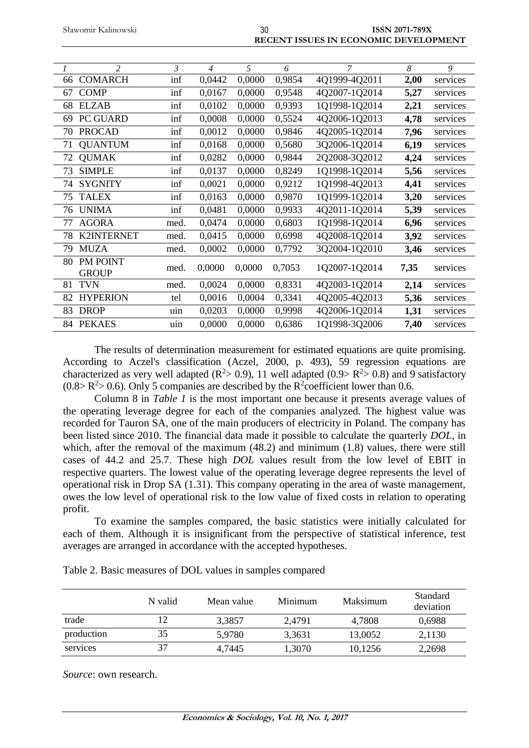| 1 | 2 | 3 | 4 | 5 | 6 | 7 | 8 | 9 |
|---|---|---|---|---|---|---|---|---|
| 66 | COMARCH | inf | 0,0442 | 0,0000 | 0,9854 | 4Q1999-4Q2011 | **2,00** | services |
| 67 | COMP | inf | 0,0167 | 0,0000 | 0,9548 | 4Q2007-1Q2014 | **5,27** | services |
| 68 | ELZAB | inf | 0,0102 | 0,0000 | 0,9393 | 1Q1998-1Q2014 | **2,21** | services |
| 69 | PC GUARD | inf | 0,0008 | 0,0000 | 0,5524 | 4Q2006-1Q2013 | **4,78** | services |
| 70 | PROCAD | inf | 0,0012 | 0,0000 | 0,9846 | 4Q2005-1Q2014 | **7,96** | services |
| 71 | QUANTUM | inf | 0,0168 | 0,0000 | 0,5680 | 3Q2006-1Q2014 | **6,19** | services |
| 72 | QUMAK | inf | 0,0282 | 0,0000 | 0,9844 | 2Q2008-3Q2012 | **4,24** | services |
| 73 | SIMPLE | inf | 0,0137 | 0,0000 | 0,8249 | 1Q1998-1Q2014 | **5,56** | services |
| 74 | SYGNITY | inf | 0,0021 | 0,0000 | 0,9212 | 1Q1998-4Q2013 | **4,41** | services |
| 75 | TALEX | inf | 0,0163 | 0,0000 | 0,9870 | 1Q1999-1Q2014 | **3,20** | services |
| 76 | UNIMA | inf | 0,0481 | 0,0000 | 0,9933 | 4Q2011-1Q2014 | **5,39** | services |
| 77 | AGORA | med. | 0,0474 | 0,0000 | 0,6803 | 1Q1998-1Q2014 | **6,96** | services |
| 78 | K2INTERNET | med. | 0,0415 | 0,0000 | 0,6998 | 4Q2008-1Q2014 | **3,92** | services |
| 79 | MUZA | med. | 0,0002 | 0,0000 | 0,7792 | 3Q2004-1Q2010 | **3,46** | services |
| 80 | PM POINT GROUP | med. | 0,0000 | 0,0000 | 0,7053 | 1Q2007-1Q2014 | **7,35** | services |
| 81 | TVN | med. | 0,0024 | 0,0000 | 0,8331 | 4Q2003-1Q2014 | **2,14** | services |
| 82 | HYPERION | tel | 0,0016 | 0,0004 | 0,3341 | 4Q2005-4Q2013 | **5,36** | services |
| 83 | DROP | uin | 0,0203 | 0,0000 | 0,9998 | 4Q2006-1Q2014 | **1,31** | services |
| 84 | PEKAES | uin | 0,0000 | 0,0000 | 0,6386 | 1Q1998-3Q2006 | **7,40** | services |

The results of determination measurement for estimated equations are quite promising. According to Aczel's classification (Aczel, 2000, p. 493), 59 regression equations are characterized as very well adapted ($R^2 > 0.9$), 11 well adapted ($0.9 > R^2 > 0.8$) and 9 satisfactory ($0.8 > R^2 > 0.6$). Only 5 companies are described by the $R^2$coefficient lower than 0.6.

Column 8 in *Table 1* is the most important one because it presents average values of the operating leverage degree for each of the companies analyzed. The highest value was recorded for Tauron SA, one of the main producers of electricity in Poland. The company has been listed since 2010. The financial data made it possible to calculate the quarterly *DOL*, in which, after the removal of the maximum (48.2) and minimum (1.8) values, there were still cases of 44.2 and 25.7. These high *DOL* values result from the low level of EBIT in respective quarters. The lowest value of the operating leverage degree represents the level of operational risk in Drop SA (1.31). This company operating in the area of waste management, owes the low level of operational risk to the low value of fixed costs in relation to operating profit.

To examine the samples compared, the basic statistics were initially calculated for each of them. Although it is insignificant from the perspective of statistical inference, test averages are arranged in accordance with the accepted hypotheses.

Table 2. Basic measures of DOL values in samples compared

| | N valid | Mean value | Minimum | Maksimum | Standard deviation |
|---|---|---|---|---|---|
| trade | 12 | 3,3857 | 2,4791 | 4,7808 | 0,6988 |
| production | 35 | 5,9780 | 3,3631 | 13,0052 | 2,1130 |
| services | 37 | 4,7445 | 1,3070 | 10,1256 | 2,2698 |

*Source*: own research.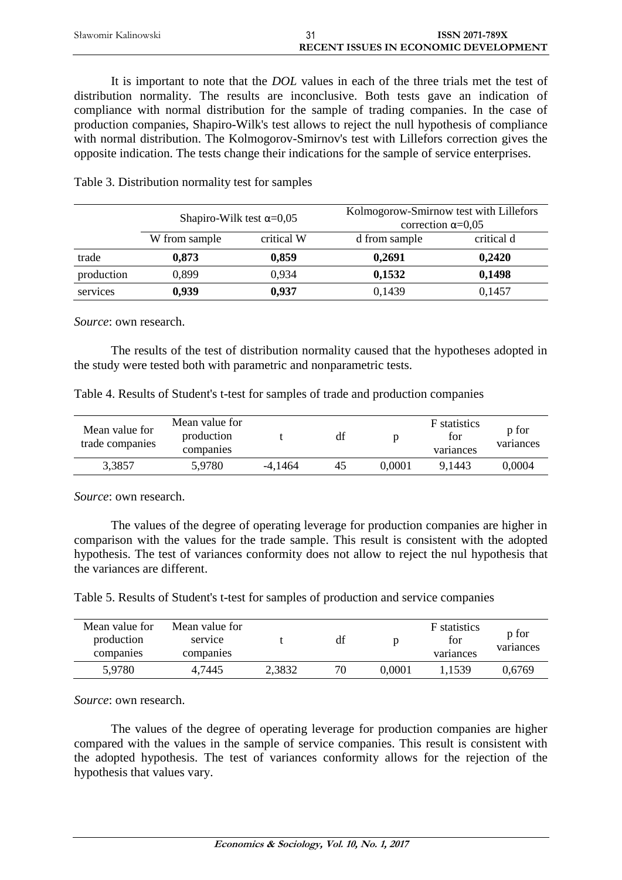It is important to note that the *DOL* values in each of the three trials met the test of distribution normality. The results are inconclusive. Both tests gave an indication of compliance with normal distribution for the sample of trading companies. In the case of production companies, Shapiro-Wilk's test allows to reject the null hypothesis of compliance with normal distribution. The Kolmogorov-Smirnov's test with Lillefors correction gives the opposite indication. The tests change their indications for the sample of service enterprises.

Table 3. Distribution normality test for samples

| | Shapiro-Wilk test α=0,05 | | Kolmogorow-Smirnow test with Lillefors correction α=0,05 | |
|---|---|---|---|---|
| | W from sample | critical W | d from sample | critical d |
| trade | **0,873** | **0,859** | **0,2691** | **0,2420** |
| production | 0,899 | 0,934 | **0,1532** | **0,1498** |
| services | **0,939** | **0,937** | 0,1439 | 0,1457 |

*Source*: own research.

The results of the test of distribution normality caused that the hypotheses adopted in the study were tested both with parametric and nonparametric tests.

Table 4. Results of Student's t-test for samples of trade and production companies

| Mean value for trade companies | Mean value for production companies | t | df | p | F statistics for variances | p for variances |
|---|---|---|---|---|---|---|
| 3,3857 | 5,9780 | -4,1464 | 45 | 0,0001 | 9,1443 | 0,0004 |

*Source*: own research.

The values of the degree of operating leverage for production companies are higher in comparison with the values for the trade sample. This result is consistent with the adopted hypothesis. The test of variances conformity does not allow to reject the nul hypothesis that the variances are different.

Table 5. Results of Student's t-test for samples of production and service companies

| Mean value for production companies | Mean value for service companies | t | df | p | F statistics for variances | p for variances |
|---|---|---|---|---|---|---|
| 5,9780 | 4,7445 | 2,3832 | 70 | 0,0001 | 1,1539 | 0,6769 |

*Source*: own research.

The values of the degree of operating leverage for production companies are higher compared with the values in the sample of service companies. This result is consistent with the adopted hypothesis. The test of variances conformity allows for the rejection of the hypothesis that values vary.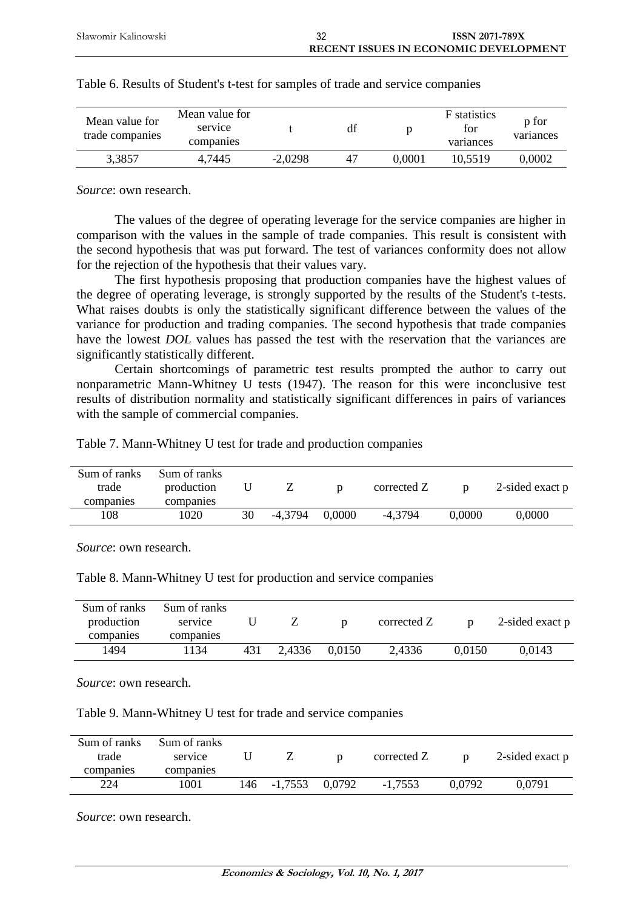Table 6. Results of Student's t-test for samples of trade and service companies

| Mean value for trade companies | Mean value for service companies | t | df | p | F statistics for variances | p for variances |
|---|---|---|---|---|---|---|
| 3,3857 | 4,7445 | -2,0298 | 47 | 0,0001 | 10,5519 | 0,0002 |

*Source*: own research.

The values of the degree of operating leverage for the service companies are higher in comparison with the values in the sample of trade companies. This result is consistent with the second hypothesis that was put forward. The test of variances conformity does not allow for the rejection of the hypothesis that their values vary.

The first hypothesis proposing that production companies have the highest values of the degree of operating leverage, is strongly supported by the results of the Student's t-tests. What raises doubts is only the statistically significant difference between the values of the variance for production and trading companies. The second hypothesis that trade companies have the lowest *DOL* values has passed the test with the reservation that the variances are significantly statistically different.

Certain shortcomings of parametric test results prompted the author to carry out nonparametric Mann-Whitney U tests (1947). The reason for this were inconclusive test results of distribution normality and statistically significant differences in pairs of variances with the sample of commercial companies.

Table 7. Mann-Whitney U test for trade and production companies

| Sum of ranks trade companies | Sum of ranks production companies | U | Z | p | corrected Z | p | 2-sided exact p |
|---|---|---|---|---|---|---|---|
| 108 | 1020 | 30 | -4,3794 | 0,0000 | -4,3794 | 0,0000 | 0,0000 |

*Source*: own research.

Table 8. Mann-Whitney U test for production and service companies

| Sum of ranks production companies | Sum of ranks service companies | U | Z | p | corrected Z | p | 2-sided exact p |
|---|---|---|---|---|---|---|---|
| 1494 | 1134 | 431 | 2,4336 | 0,0150 | 2,4336 | 0,0150 | 0,0143 |

*Source*: own research.

Table 9. Mann-Whitney U test for trade and service companies

| Sum of ranks trade companies | Sum of ranks service companies | U | Z | p | corrected Z | p | 2-sided exact p |
|---|---|---|---|---|---|---|---|
| 224 | 1001 | 146 | -1,7553 | 0,0792 | -1,7553 | 0,0792 | 0,0791 |

*Source*: own research.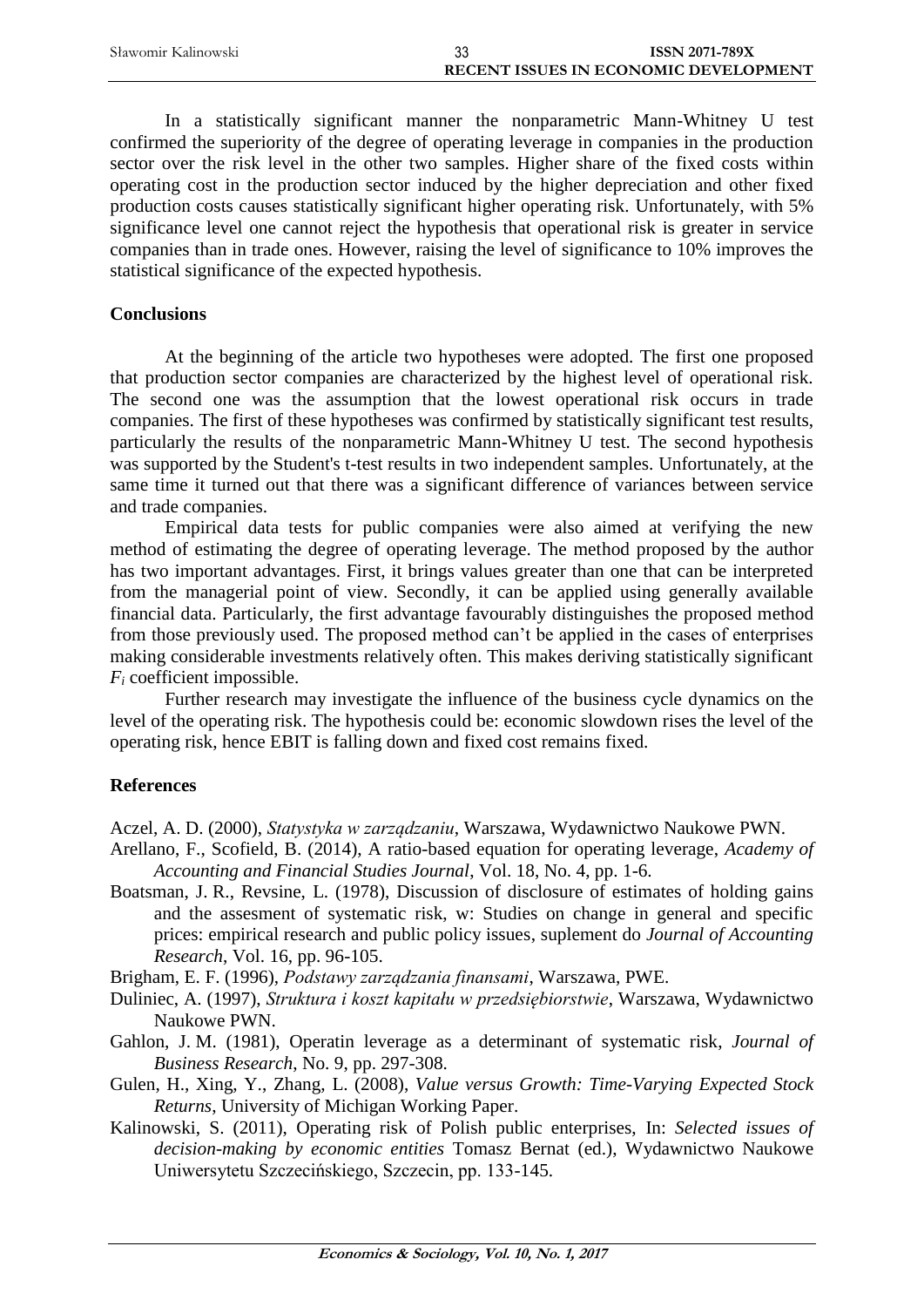In a statistically significant manner the nonparametric Mann-Whitney U test confirmed the superiority of the degree of operating leverage in companies in the production sector over the risk level in the other two samples. Higher share of the fixed costs within operating cost in the production sector induced by the higher depreciation and other fixed production costs causes statistically significant higher operating risk. Unfortunately, with 5% significance level one cannot reject the hypothesis that operational risk is greater in service companies than in trade ones. However, raising the level of significance to 10% improves the statistical significance of the expected hypothesis.

## Conclusions

At the beginning of the article two hypotheses were adopted. The first one proposed that production sector companies are characterized by the highest level of operational risk. The second one was the assumption that the lowest operational risk occurs in trade companies. The first of these hypotheses was confirmed by statistically significant test results, particularly the results of the nonparametric Mann-Whitney U test. The second hypothesis was supported by the Student's t-test results in two independent samples. Unfortunately, at the same time it turned out that there was a significant difference of variances between service and trade companies.

Empirical data tests for public companies were also aimed at verifying the new method of estimating the degree of operating leverage. The method proposed by the author has two important advantages. First, it brings values greater than one that can be interpreted from the managerial point of view. Secondly, it can be applied using generally available financial data. Particularly, the first advantage favourably distinguishes the proposed method from those previously used. The proposed method can't be applied in the cases of enterprises making considerable investments relatively often. This makes deriving statistically significant $F_i$ coefficient impossible.

Further research may investigate the influence of the business cycle dynamics on the level of the operating risk. The hypothesis could be: economic slowdown rises the level of the operating risk, hence EBIT is falling down and fixed cost remains fixed.

## References

Aczel, A. D. (2000), *Statystyka w zarządzaniu*, Warszawa, Wydawnictwo Naukowe PWN.

Arellano, F., Scofield, B. (2014), A ratio-based equation for operating leverage, *Academy of Accounting and Financial Studies Journal*, Vol. 18, No. 4, pp. 1-6.

Boatsman, J. R., Revsine, L. (1978), Discussion of disclosure of estimates of holding gains and the assesment of systematic risk, w: Studies on change in general and specific prices: empirical research and public policy issues, suplement do *Journal of Accounting Research*, Vol. 16, pp. 96-105.

Brigham, E. F. (1996), *Podstawy zarządzania finansami*, Warszawa, PWE.

Duliniec, A. (1997), *Struktura i koszt kapitału w przedsiębiorstwie*, Warszawa, Wydawnictwo Naukowe PWN.

Gahlon, J. M. (1981), Operatin leverage as a determinant of systematic risk, *Journal of Business Research*, No. 9, pp. 297-308.

Gulen, H., Xing, Y., Zhang, L. (2008), *Value versus Growth: Time-Varying Expected Stock Returns*, University of Michigan Working Paper.

Kalinowski, S. (2011), Operating risk of Polish public enterprises, In: *Selected issues of decision-making by economic entities* Tomasz Bernat (ed.), Wydawnictwo Naukowe Uniwersytetu Szczecińskiego, Szczecin, pp. 133-145.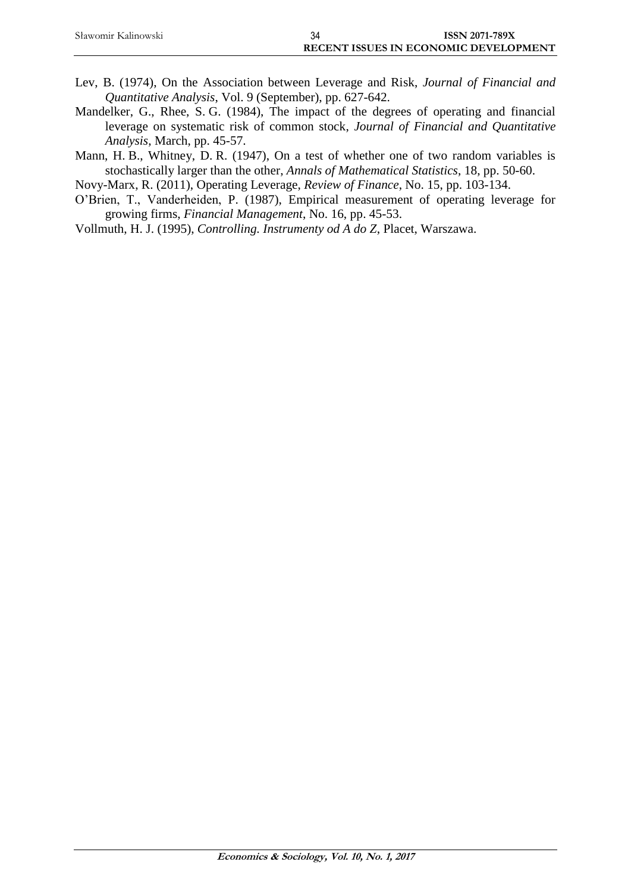Lev, B. (1974), On the Association between Leverage and Risk, *Journal of Financial and Quantitative Analysis*, Vol. 9 (September), pp. 627-642.

Mandelker, G., Rhee, S. G. (1984), The impact of the degrees of operating and financial leverage on systematic risk of common stock, *Journal of Financial and Quantitative Analysis*, March, pp. 45-57.

Mann, H. B., Whitney, D. R. (1947), On a test of whether one of two random variables is stochastically larger than the other, *Annals of Mathematical Statistics*, 18, pp. 50-60.

Novy-Marx, R. (2011), Operating Leverage, *Review of Finance*, No. 15, pp. 103-134.

O'Brien, T., Vanderheiden, P. (1987), Empirical measurement of operating leverage for growing firms, *Financial Management*, No. 16, pp. 45-53.

Vollmuth, H. J. (1995), *Controlling. Instrumenty od A do Z*, Placet, Warszawa.